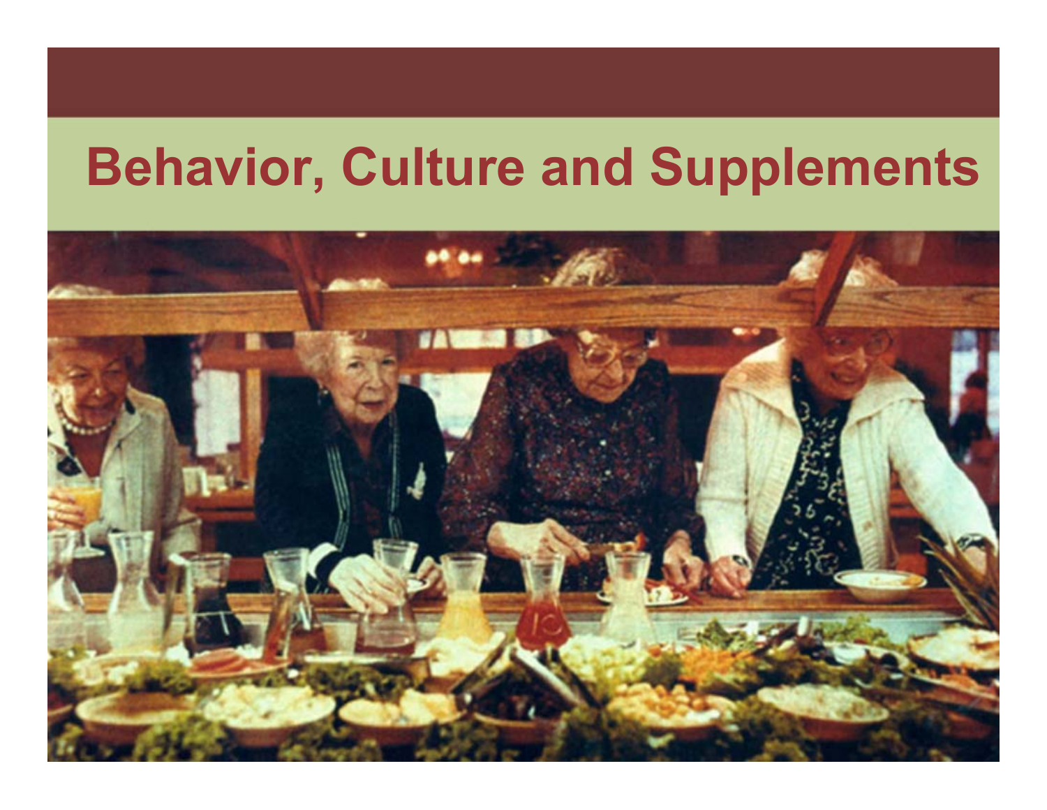# Behavior, Culture and Supplements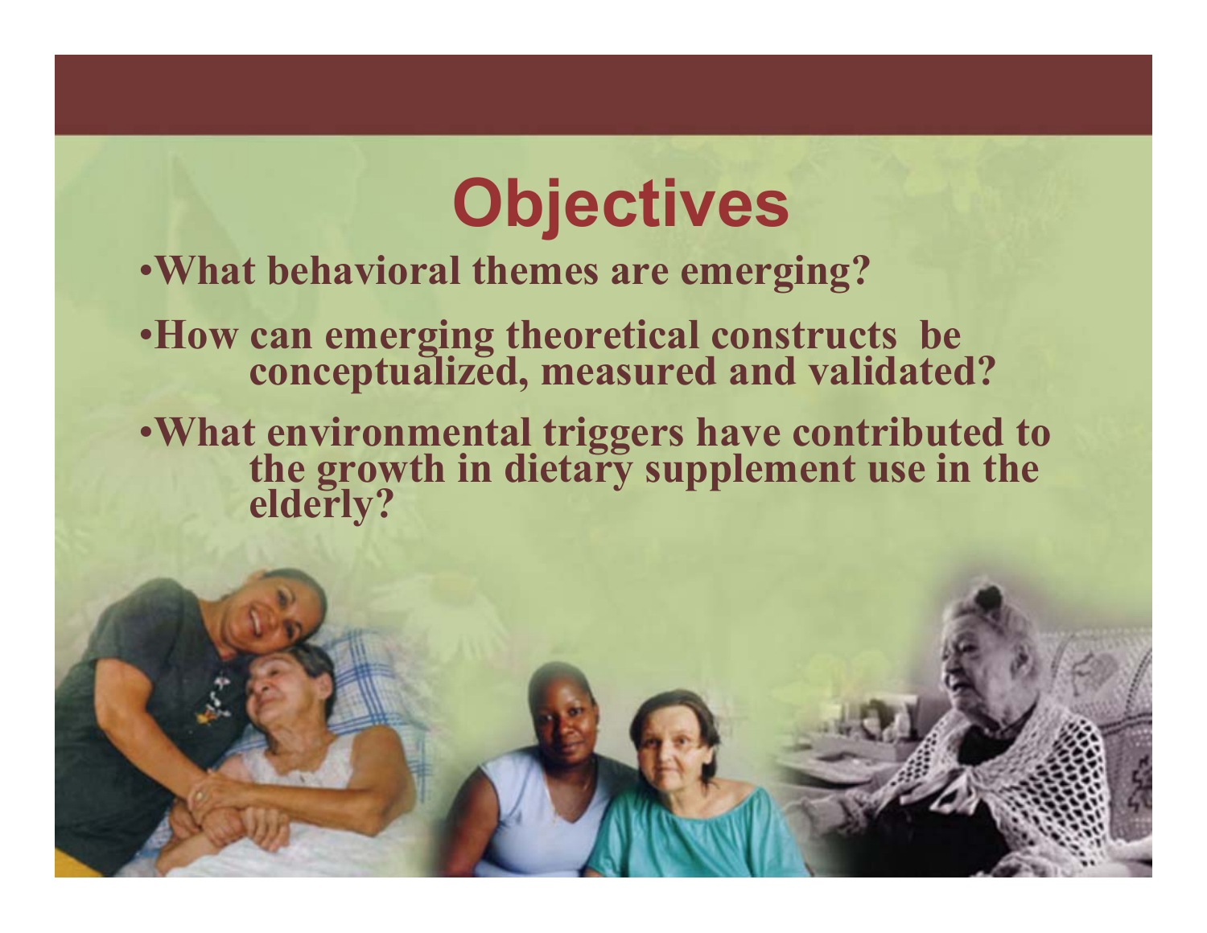# Objectives

- What behavioral themes are emerging?
- How can emerging theoretical constructs be conceptualized, measured and validated?
- What environmental triggers have contributed to the growth in dietary supplement use in the elderly?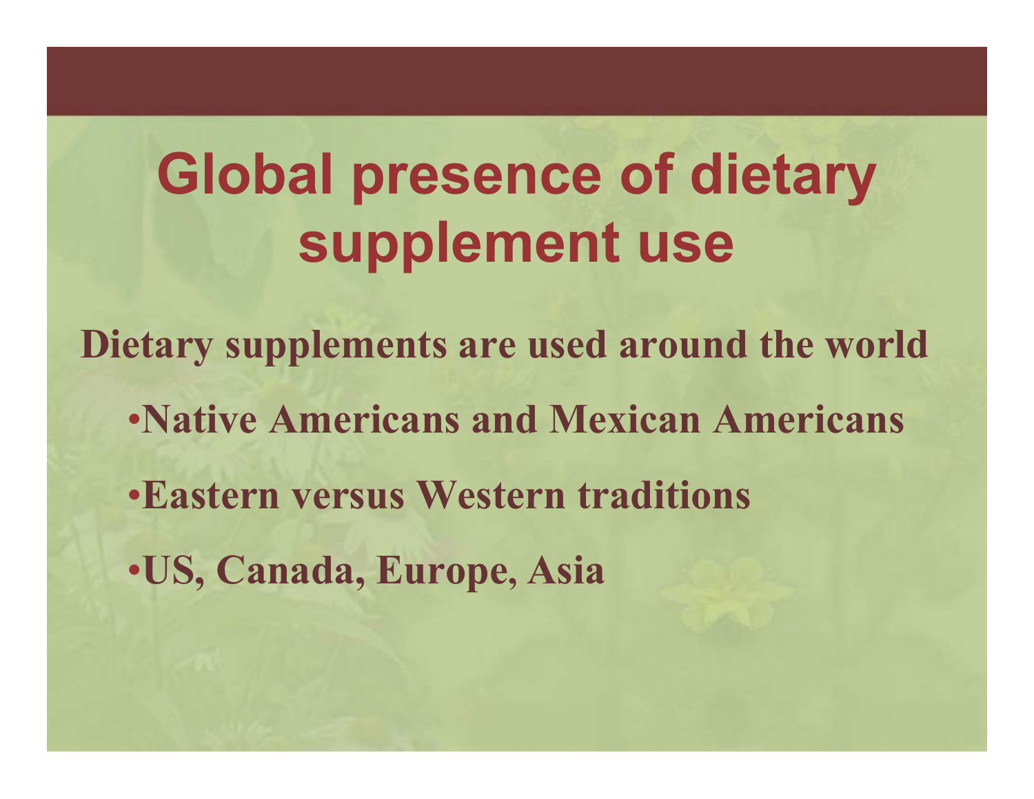# Global presence of dietary supplement use

**Dietary supplements are used around the world**

- **Native Americans and Mexican Americans**
- **Eastern versus Western traditions**
- **US, Canada, Europe, Asia**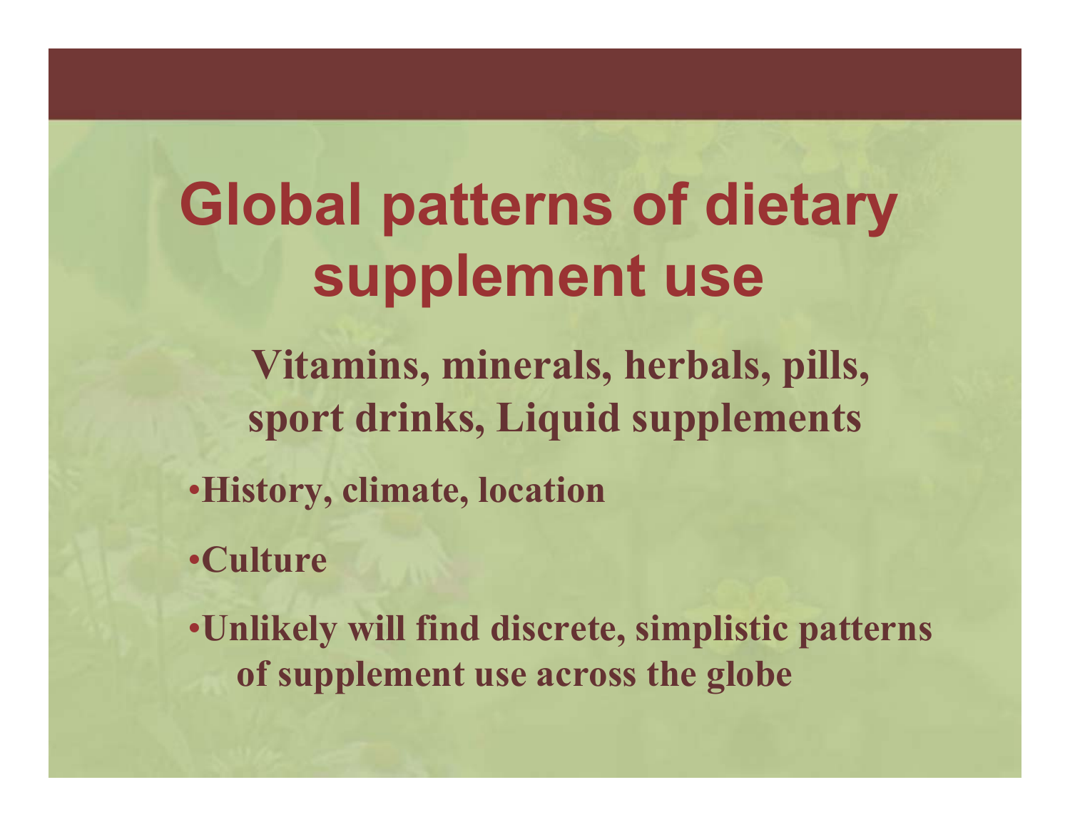# Global patterns of dietary supplement use

**Vitamins, minerals, herbals, pills, sport drinks, Liquid supplements**

- **History, climate, location**
- **Culture**
- **Unlikely will find discrete, simplistic patterns of supplement use across the globe**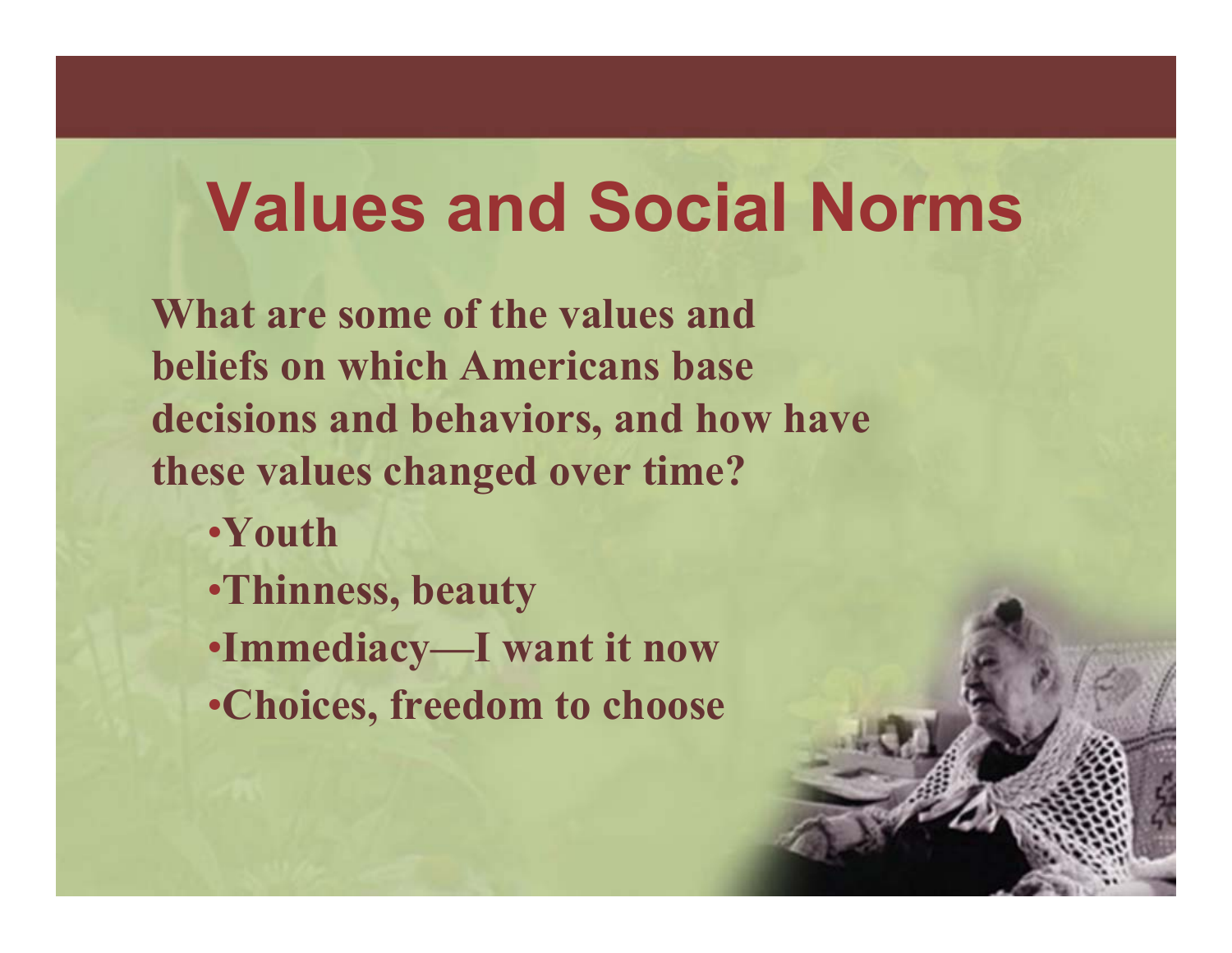# Values and Social Norms

**What are some of the values and beliefs on which Americans base decisions and behaviors, and how have these values changed over time?**

- **Youth**
- **Thinness, beauty**
- **Immediacy—I want it now**
- **Choices, freedom to choose**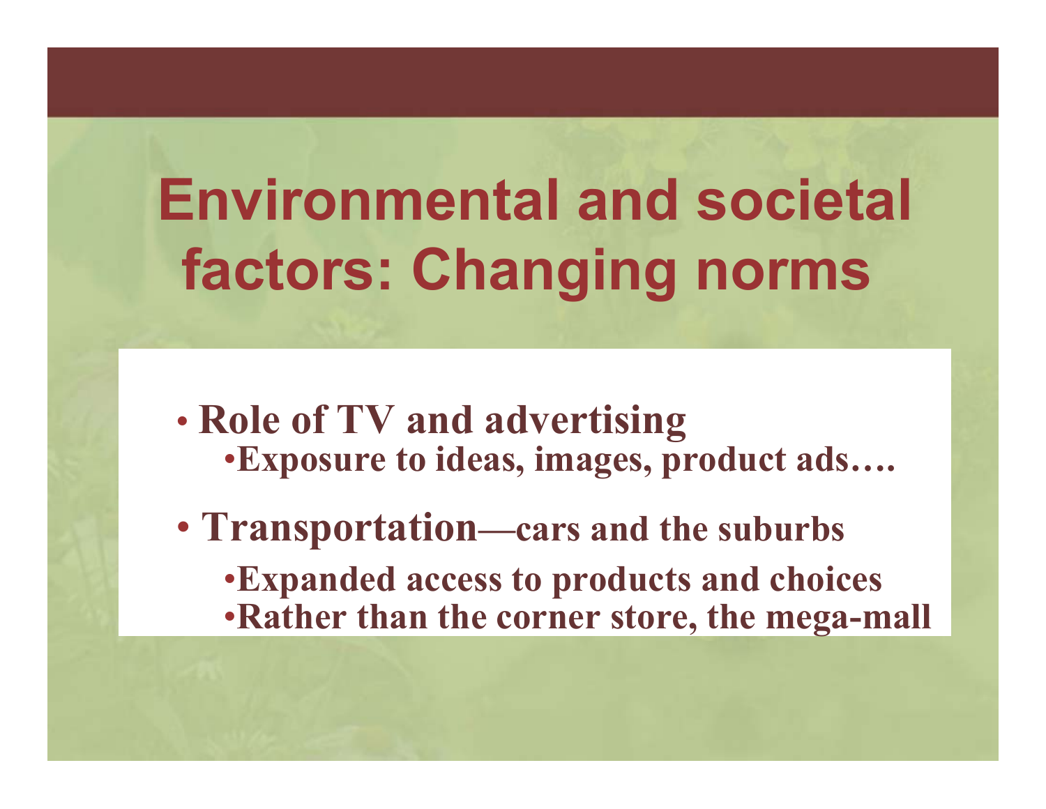# Environmental and societal factors: Changing norms

- **Role of TV and advertising**
  - **Exposure to ideas, images, product ads….**
- **Transportation—cars and the suburbs**
  - **Expanded access to products and choices**
  - **Rather than the corner store, the mega-mall**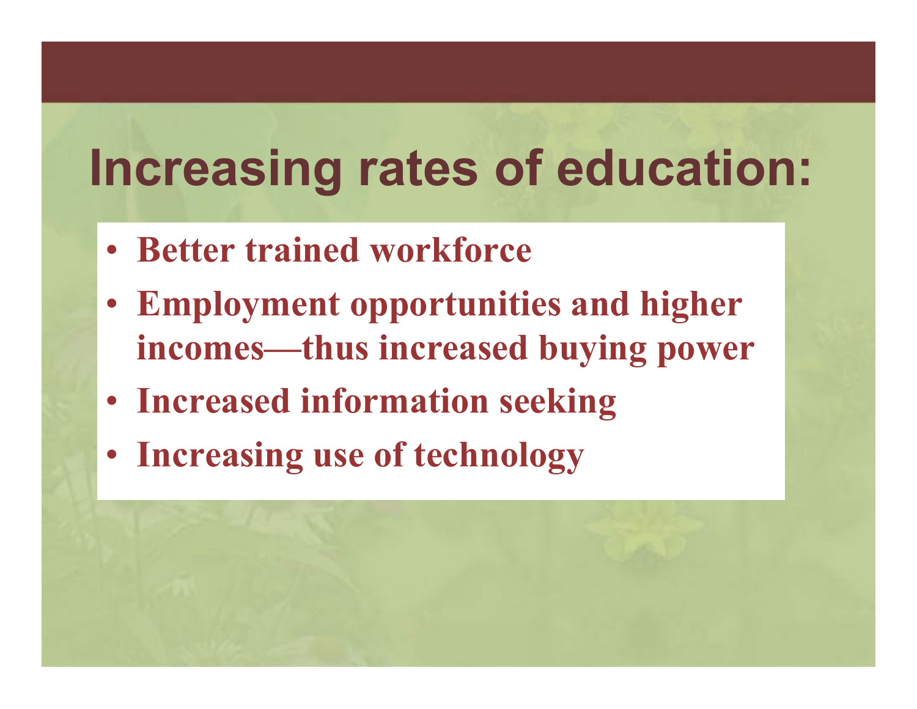# Increasing rates of education:

- **Better trained workforce**
- **Employment opportunities and higher incomes—thus increased buying power**
- **Increased information seeking**
- **Increasing use of technology**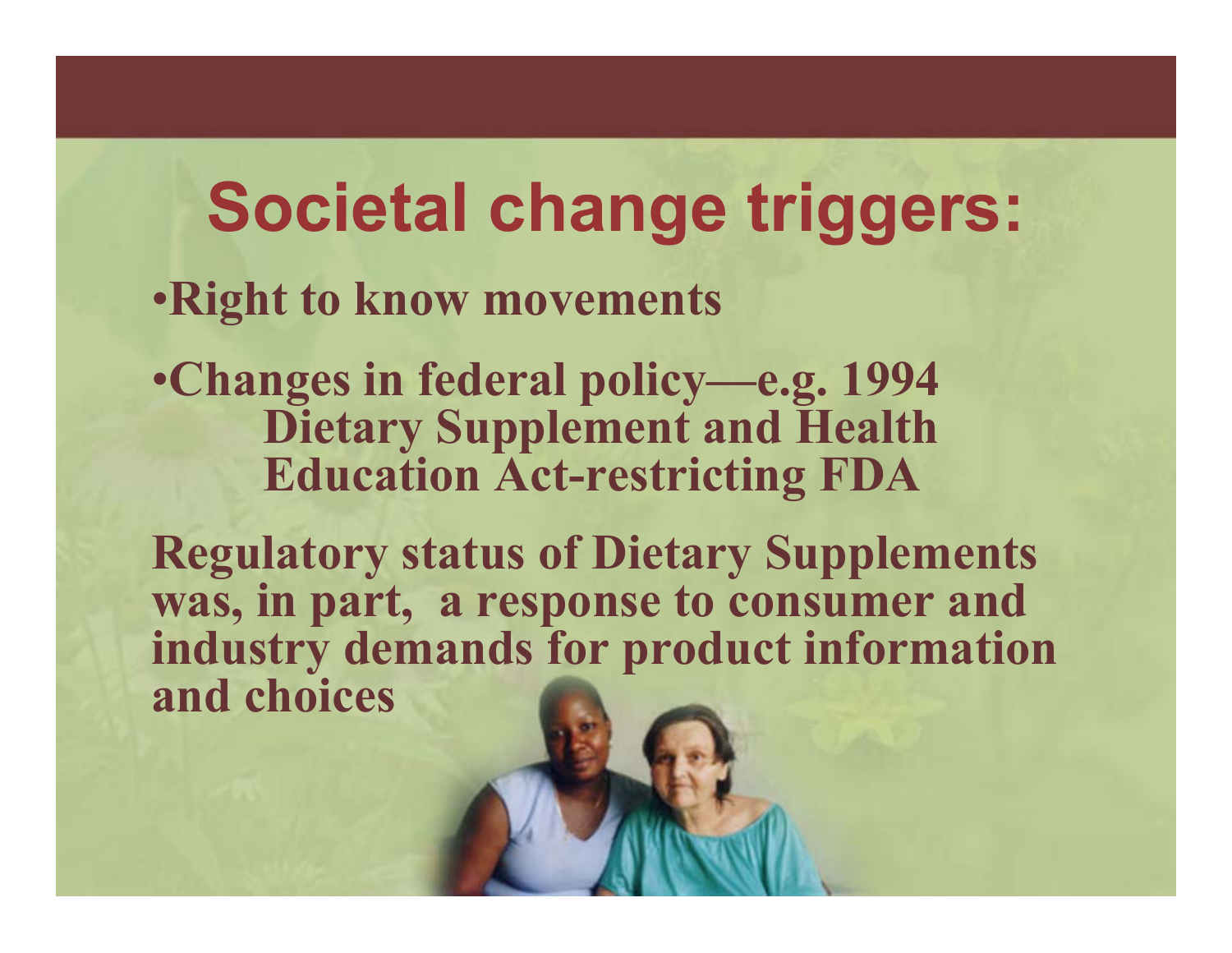# Societal change triggers:

- Right to know movements
- Changes in federal policy—e.g. 1994 Dietary Supplement and Health Education Act-restricting FDA

**Regulatory status of Dietary Supplements was, in part, a response to consumer and industry demands for product information and choices**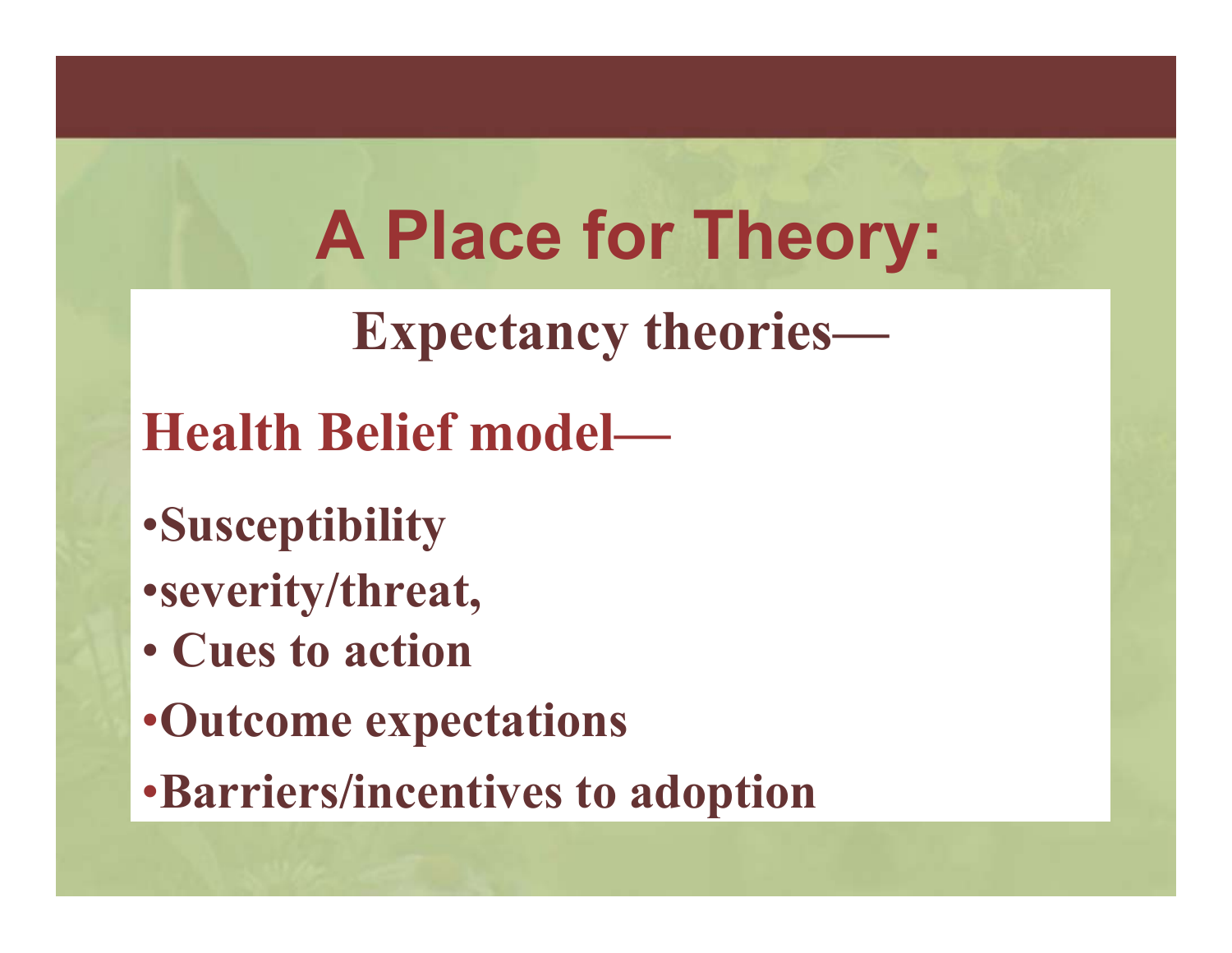# A Place for Theory:

## Expectancy theories—

### Health Belief model—

- Susceptibility
- severity/threat,
- Cues to action
- Outcome expectations
- Barriers/incentives to adoption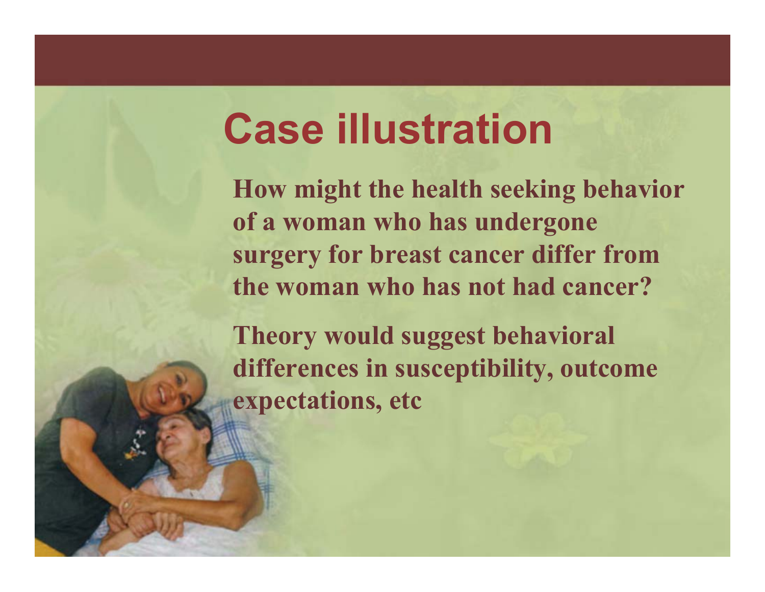# Case illustration

How might the health seeking behavior of a woman who has undergone surgery for breast cancer differ from the woman who has not had cancer?

Theory would suggest behavioral differences in susceptibility, outcome expectations, etc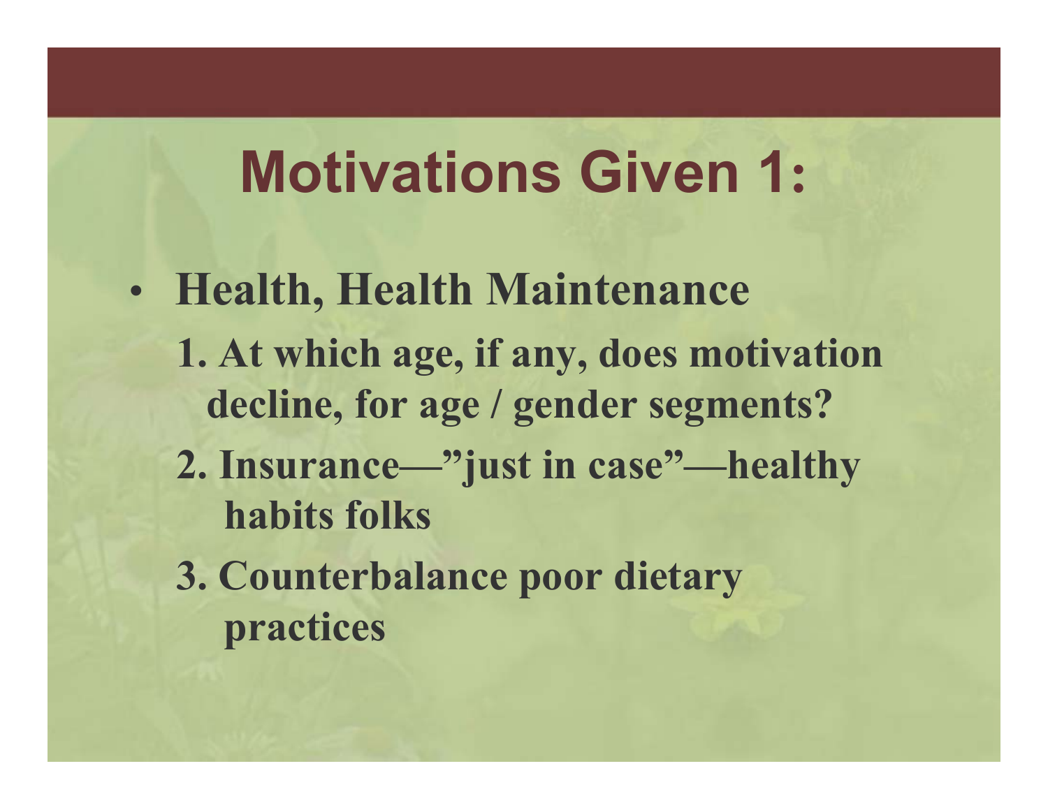# Motivations Given 1:

- **Health, Health Maintenance**
  1. **At which age, if any, does motivation decline, for age / gender segments?**
  2. **Insurance—"just in case"—healthy habits folks**
  3. **Counterbalance poor dietary practices**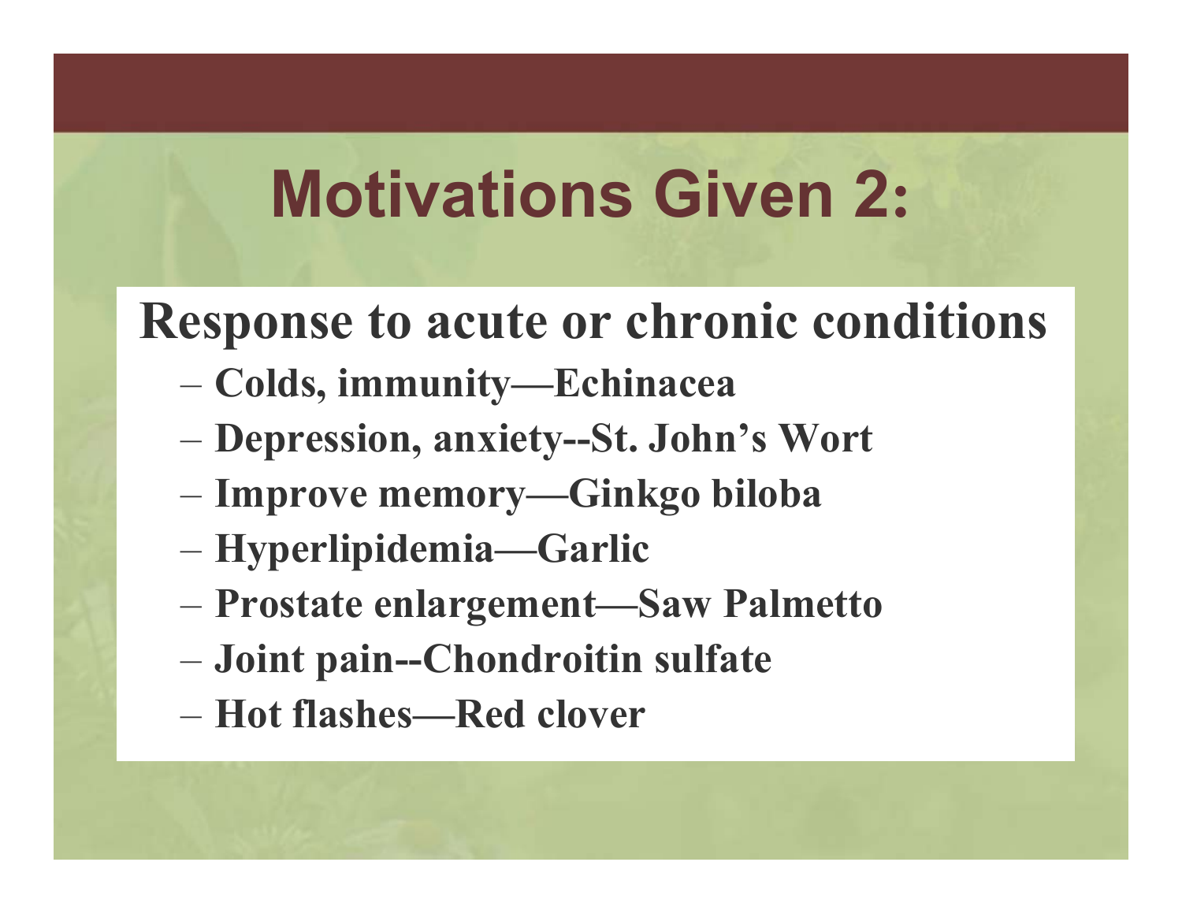# Motivations Given 2:

## Response to acute or chronic conditions

- **Colds, immunity—Echinacea**
- **Depression, anxiety--St. John's Wort**
- **Improve memory—Ginkgo biloba**
- **Hyperlipidemia—Garlic**
- **Prostate enlargement—Saw Palmetto**
- **Joint pain--Chondroitin sulfate**
- **Hot flashes—Red clover**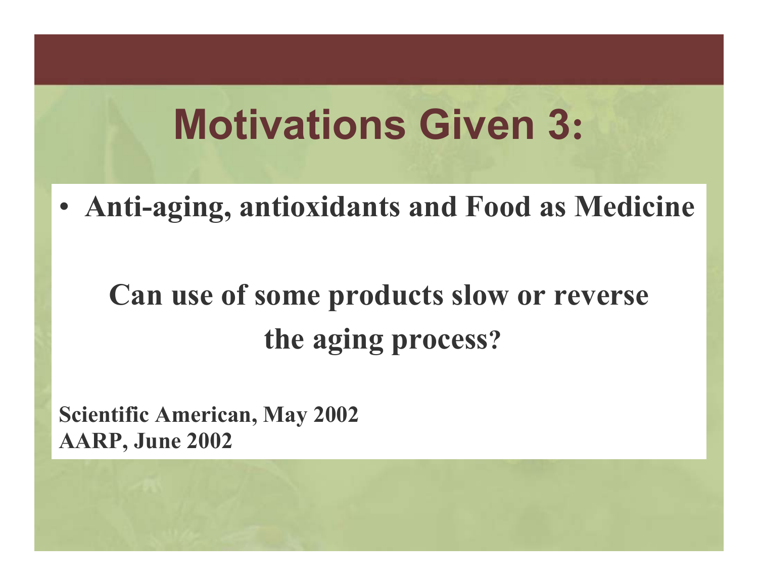# Motivations Given 3:

- **Anti-aging, antioxidants and Food as Medicine**

**Can use of some products slow or reverse the aging process?**

**Scientific American, May 2002**
**AARP, June 2002**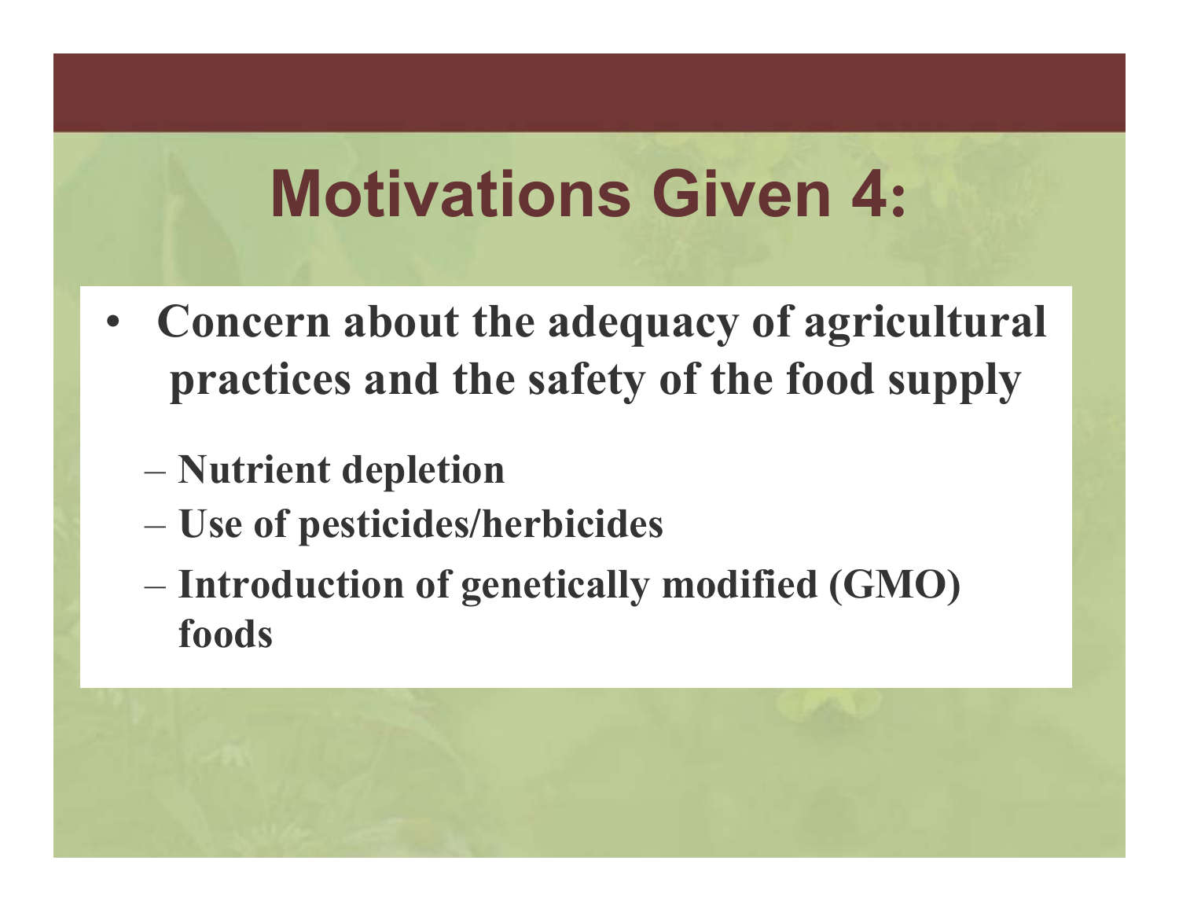# Motivations Given 4:

- **Concern about the adequacy of agricultural practices and the safety of the food supply**
  - **Nutrient depletion**
  - **Use of pesticides/herbicides**
  - **Introduction of genetically modified (GMO) foods**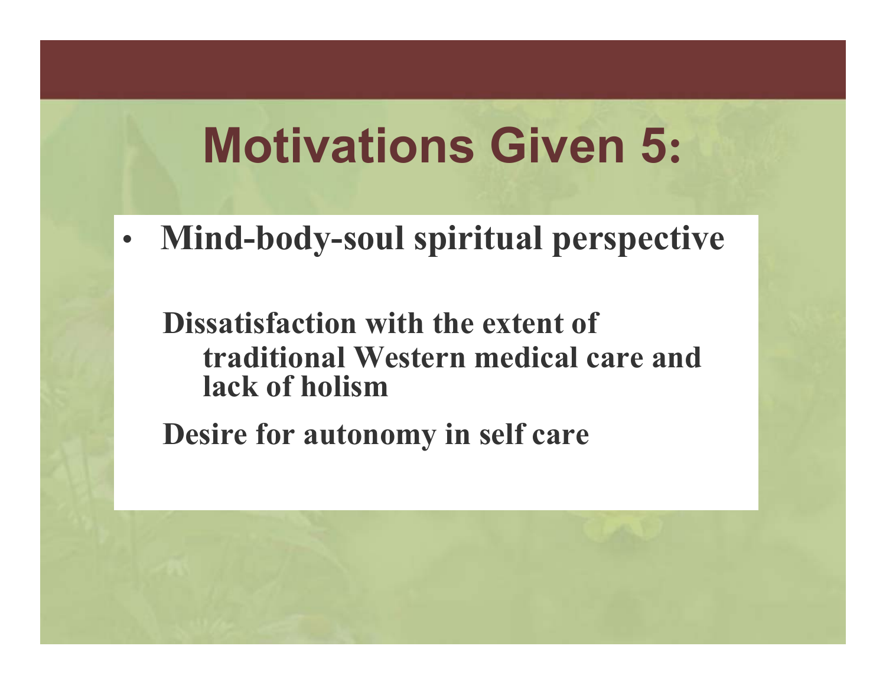# Motivations Given 5:

- **Mind-body-soul spiritual perspective**

  **Dissatisfaction with the extent of traditional Western medical care and lack of holism**

  **Desire for autonomy in self care**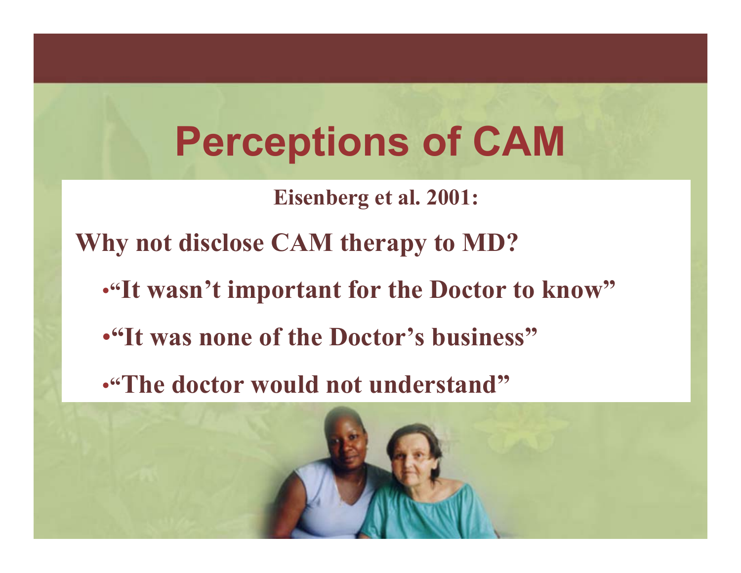# Perceptions of CAM

**Eisenberg et al. 2001:**

**Why not disclose CAM therapy to MD?**

- **"It wasn't important for the Doctor to know"**
- **"It was none of the Doctor's business"**
- **"The doctor would not understand"**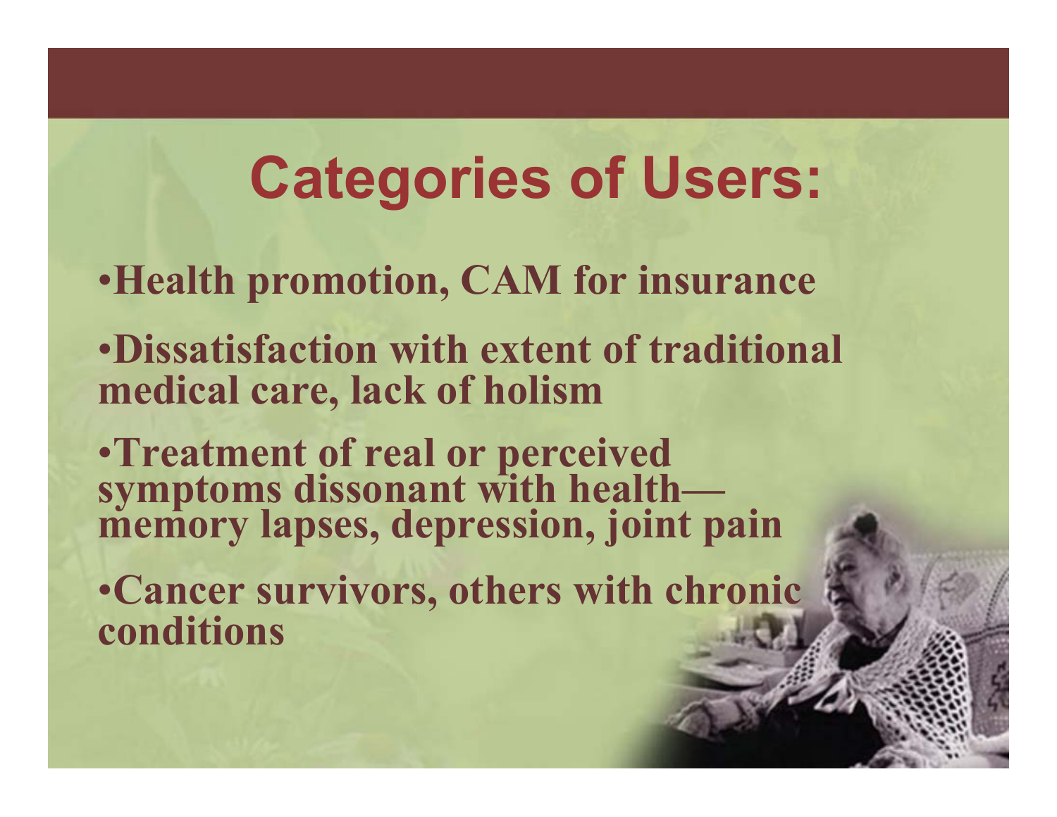# Categories of Users:

- Health promotion, CAM for insurance
- Dissatisfaction with extent of traditional medical care, lack of holism
- Treatment of real or perceived symptoms dissonant with health—memory lapses, depression, joint pain
- Cancer survivors, others with chronic conditions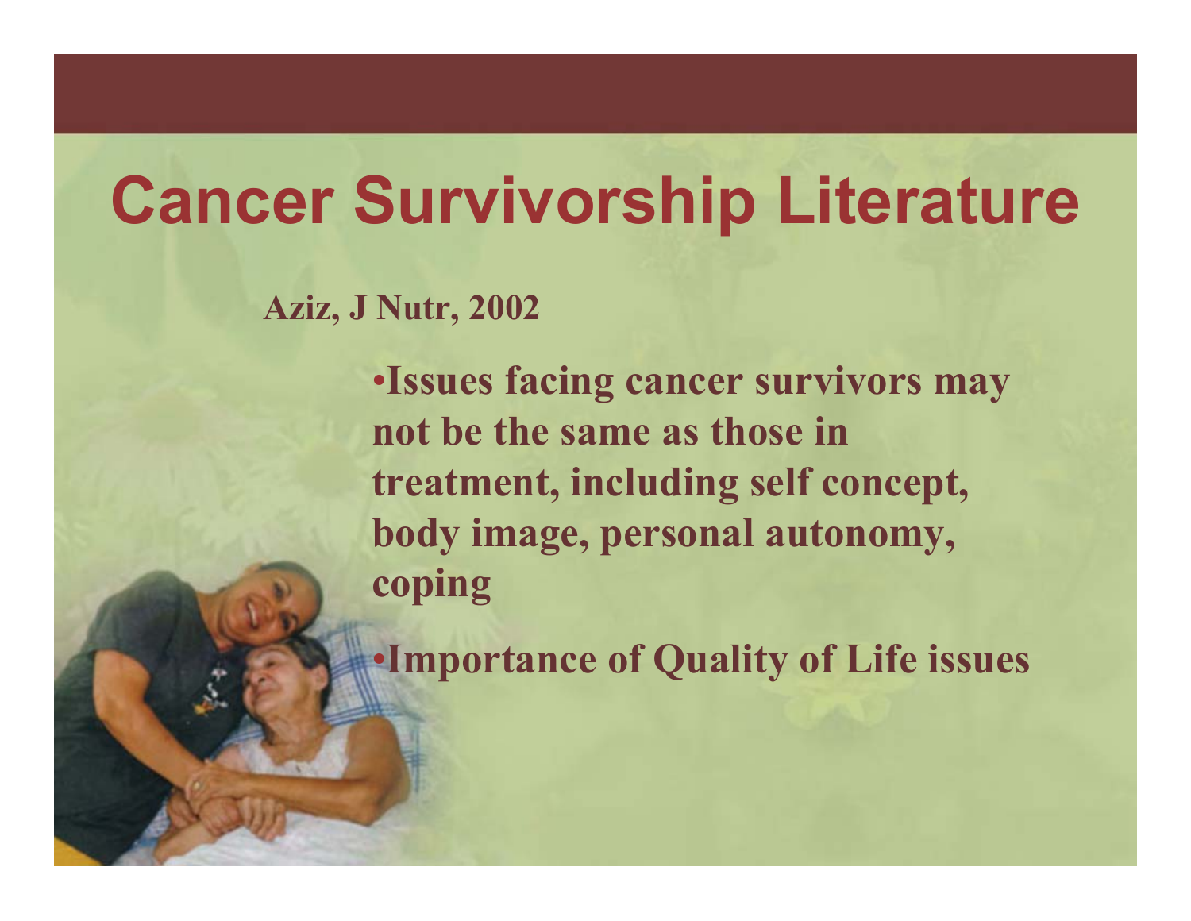# Cancer Survivorship Literature

**Aziz, J Nutr, 2002**

- **Issues facing cancer survivors may not be the same as those in treatment, including self concept, body image, personal autonomy, coping**
- **Importance of Quality of Life issues**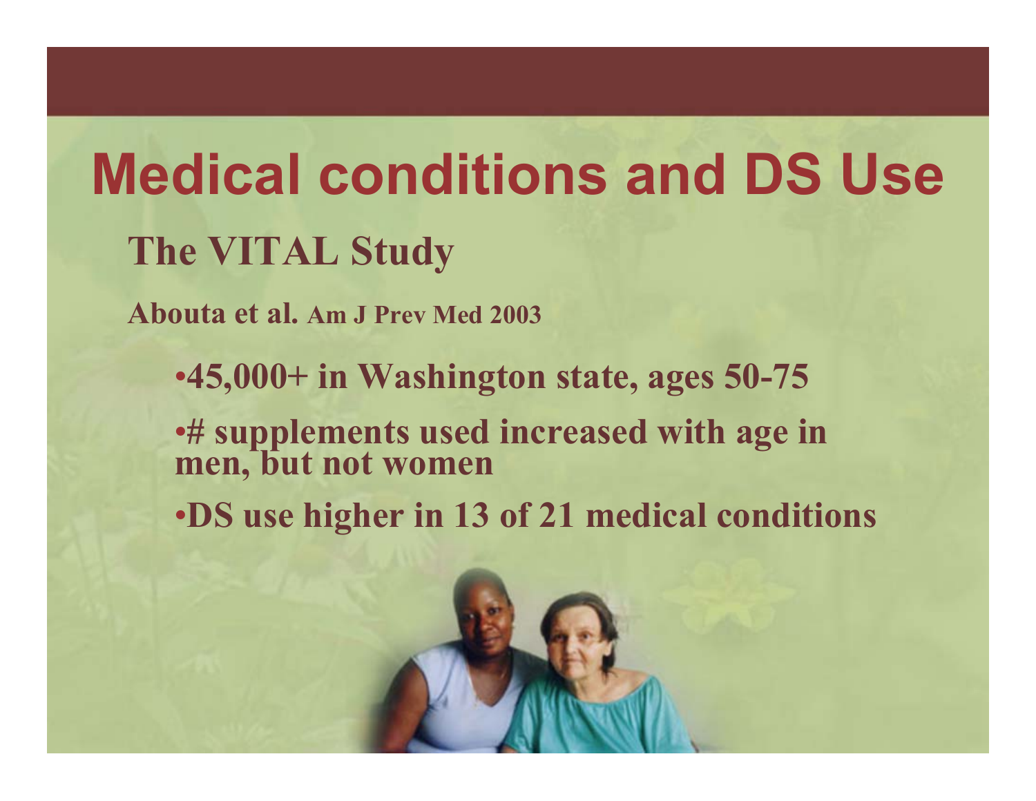# Medical conditions and DS Use

## The VITAL Study

**Abouta et al. Am J Prev Med 2003**

- **45,000+ in Washington state, ages 50-75**
- **# supplements used increased with age in men, but not women**
- **DS use higher in 13 of 21 medical conditions**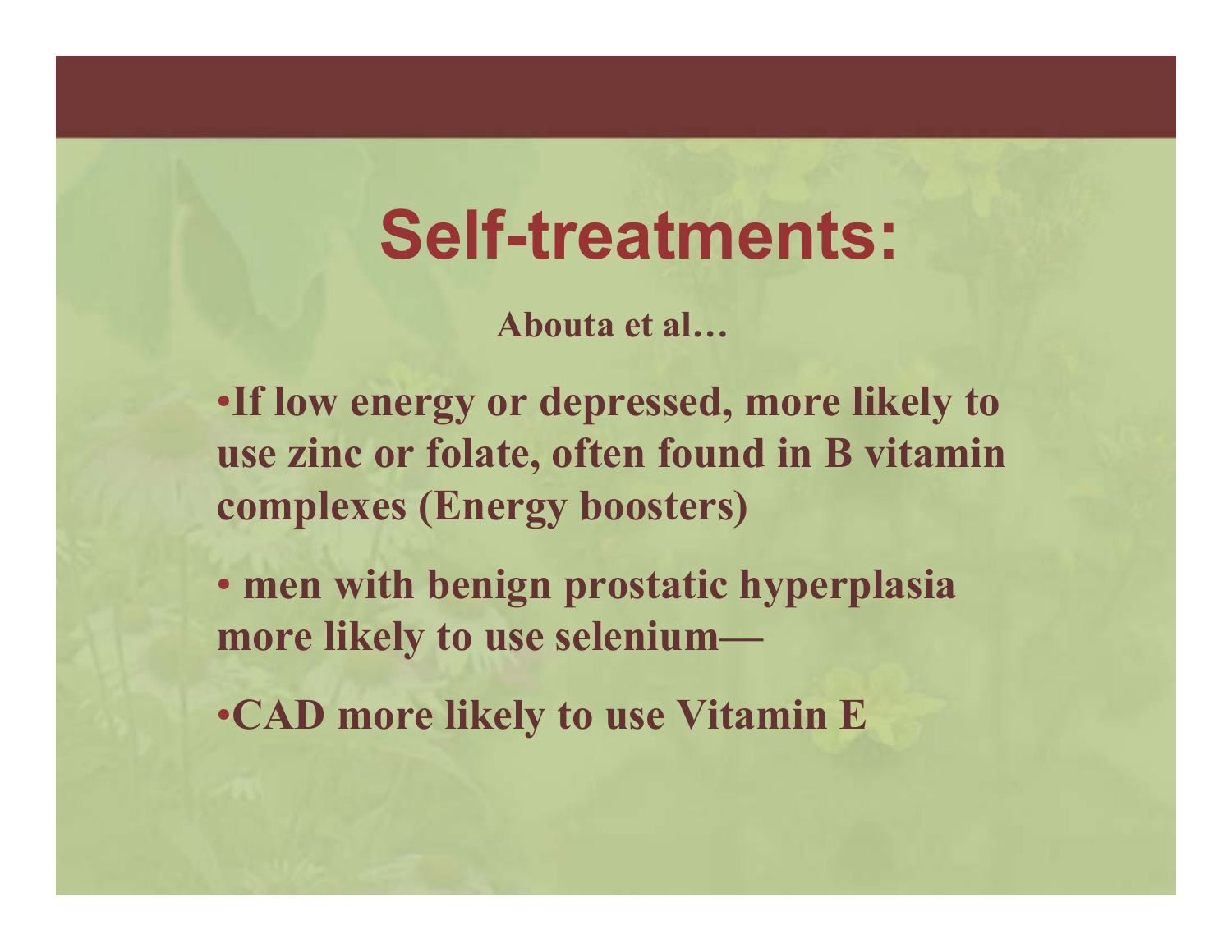# Self-treatments:

**Abouta et al…**

- **If low energy or depressed, more likely to use zinc or folate, often found in B vitamin complexes (Energy boosters)**
- **men with benign prostatic hyperplasia more likely to use selenium—**
- **CAD more likely to use Vitamin E**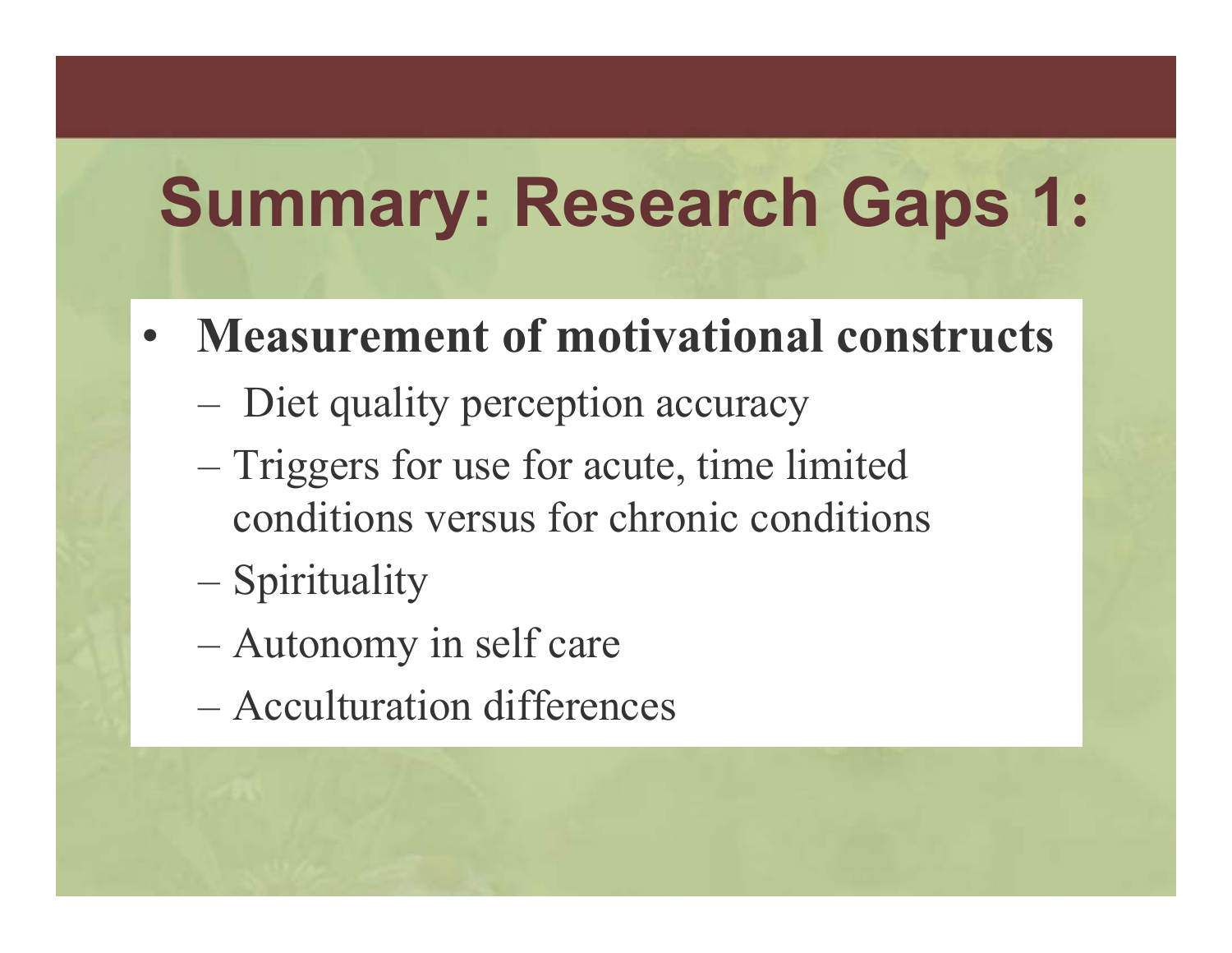# Summary: Research Gaps 1:

- **Measurement of motivational constructs**
  - Diet quality perception accuracy
  - Triggers for use for acute, time limited conditions versus for chronic conditions
  - Spirituality
  - Autonomy in self care
  - Acculturation differences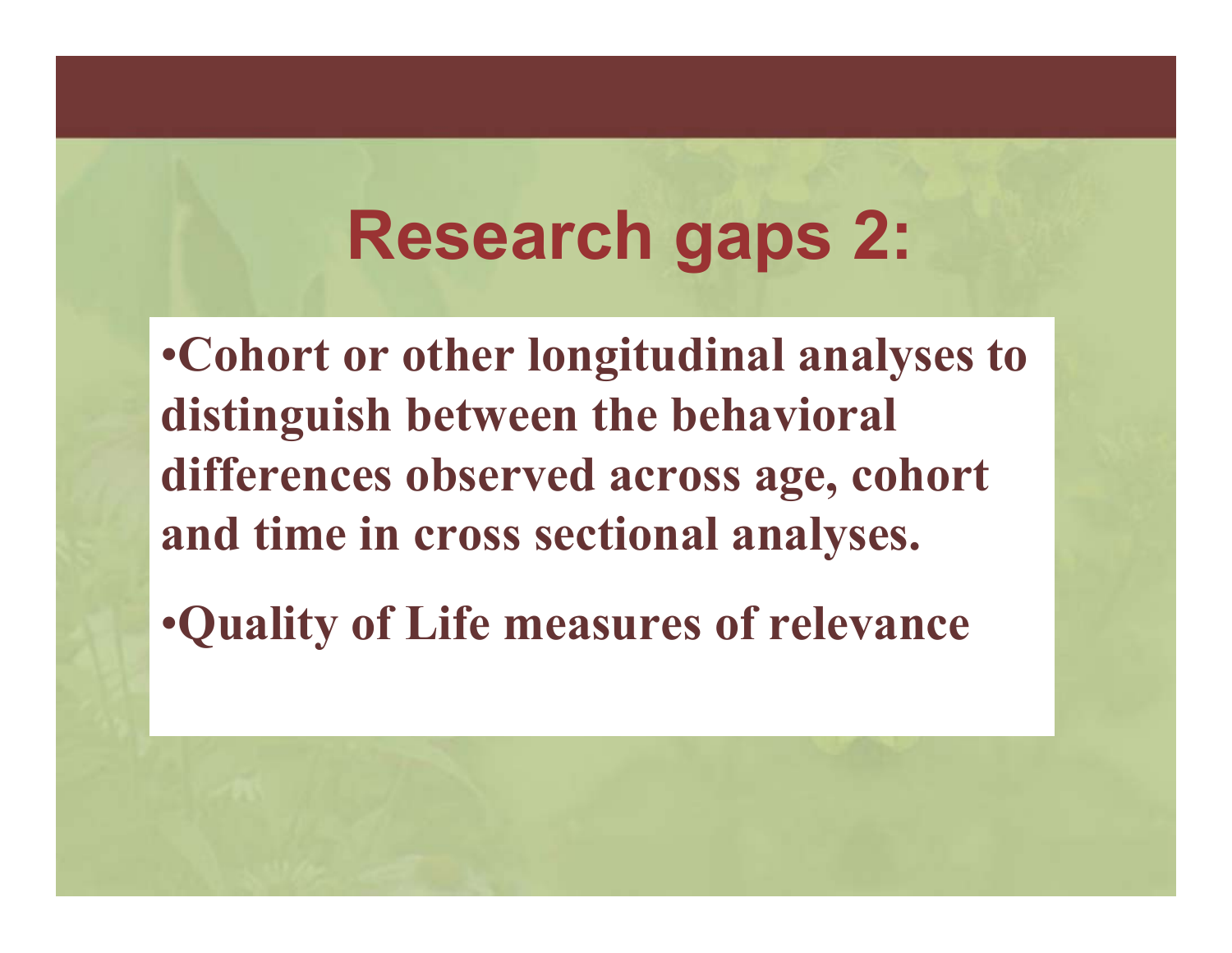# Research gaps 2:

- **Cohort or other longitudinal analyses to distinguish between the behavioral differences observed across age, cohort and time in cross sectional analyses.**
- **Quality of Life measures of relevance**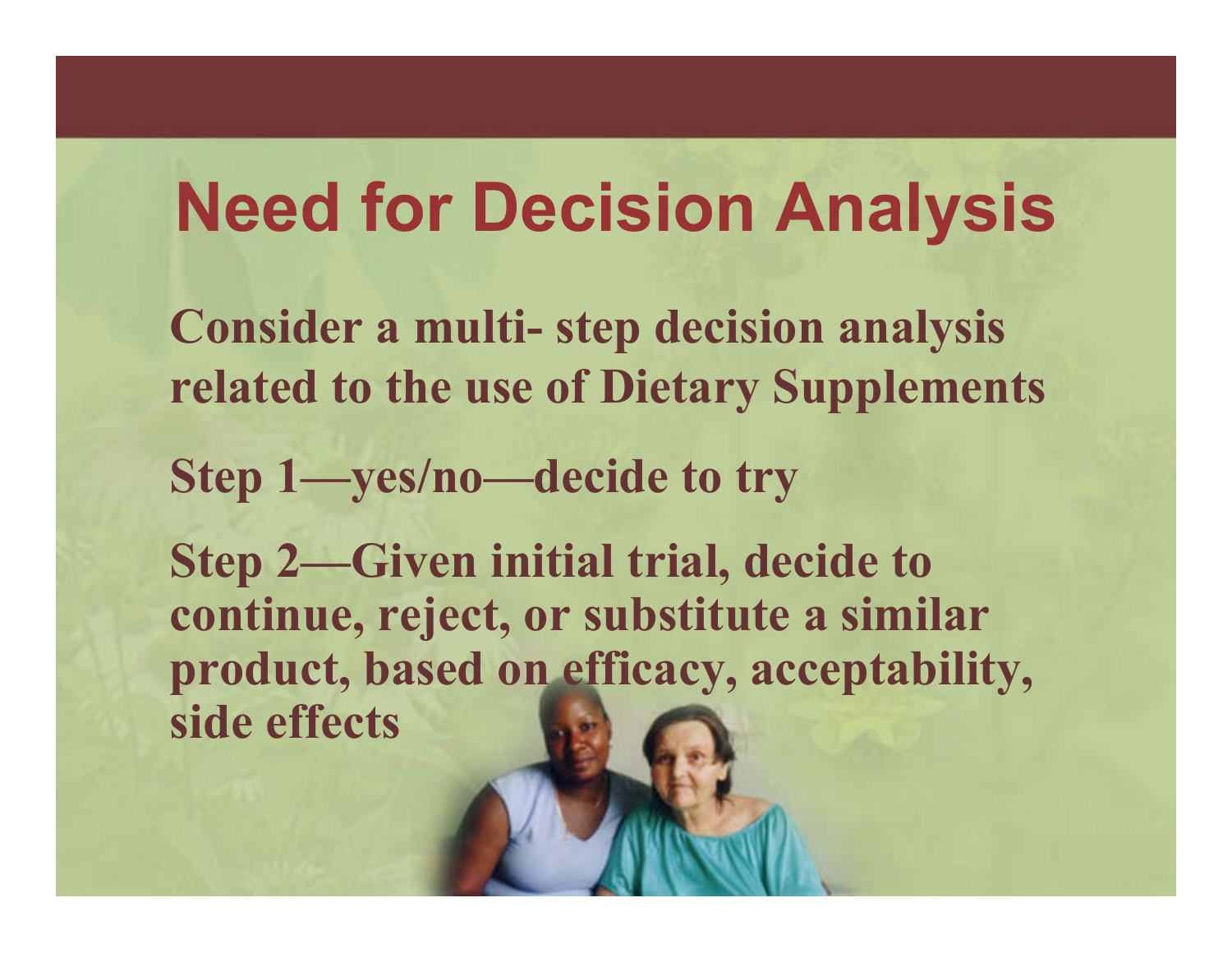# Need for Decision Analysis

**Consider a multi- step decision analysis related to the use of Dietary Supplements**

**Step 1—yes/no—decide to try**

**Step 2—Given initial trial, decide to continue, reject, or substitute a similar product, based on efficacy, acceptability, side effects**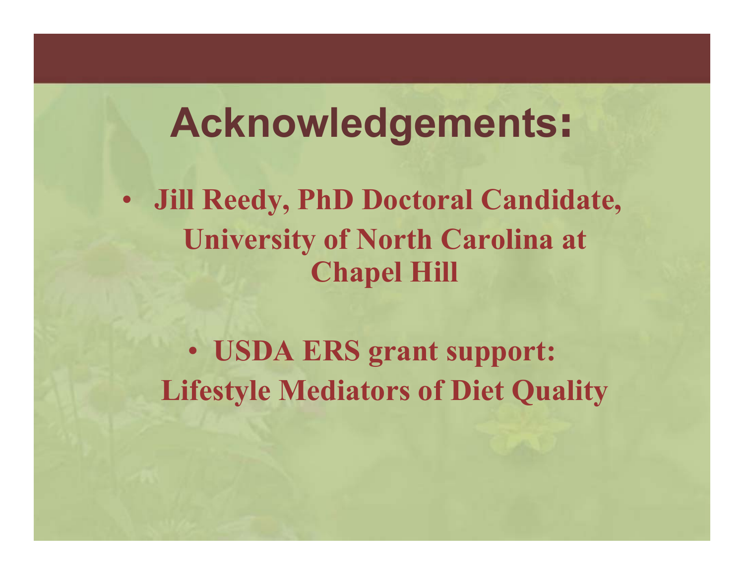# Acknowledgements:

- Jill Reedy, PhD Doctoral Candidate, University of North Carolina at Chapel Hill

- USDA ERS grant support: Lifestyle Mediators of Diet Quality